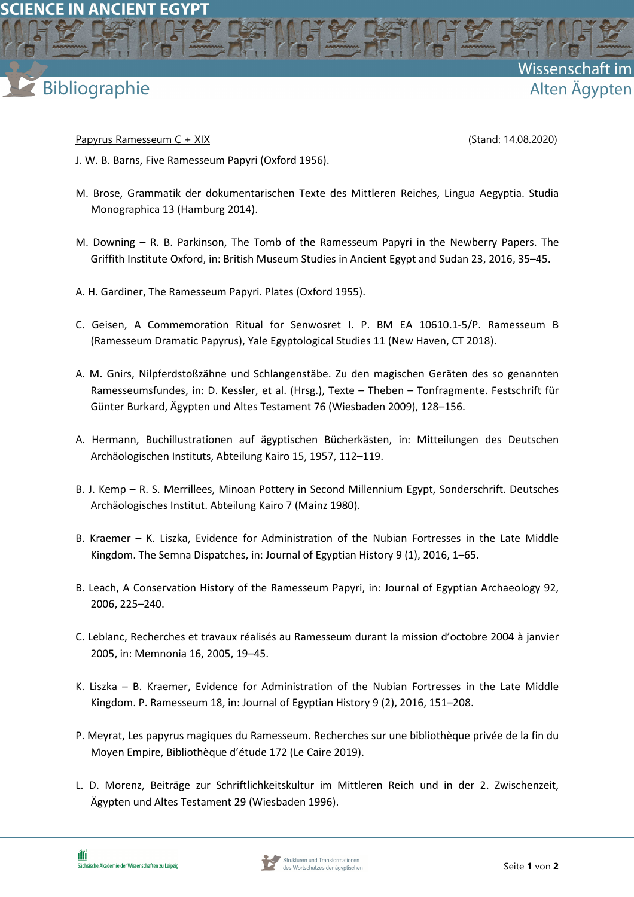<u>Papyrus Ramesseum C + XIX</u> (Stand: 14.08.2020)

J. W. B. Barns, Five Ramesseum Papyri (Oxford 1956).

M. Brose, Grammatik der dokumentarischen Texte des Mittleren Reiches, Lingua Aegyptia. Studia Monographica 13 (Hamburg 2014).

M. Downing – R. B. Parkinson, The Tomb of the Ramesseum Papyri in the Newberry Papers. The Griffith Institute Oxford, in: British Museum Studies in Ancient Egypt and Sudan 23, 2016, 35–45.

A. H. Gardiner, The Ramesseum Papyri. Plates (Oxford 1955).

C. Geisen, A Commemoration Ritual for Senwosret I. P. BM EA 10610.1-5/P. Ramesseum B (Ramesseum Dramatic Papyrus), Yale Egyptological Studies 11 (New Haven, CT 2018).

A. M. Gnirs, Nilpferdstoßzähne und Schlangenstäbe. Zu den magischen Geräten des so genannten Ramesseumsfundes, in: D. Kessler, et al. (Hrsg.), Texte – Theben – Tonfragmente. Festschrift für Günter Burkard, Ägypten und Altes Testament 76 (Wiesbaden 2009), 128–156.

A. Hermann, Buchillustrationen auf ägyptischen Bücherkästen, in: Mitteilungen des Deutschen Archäologischen Instituts, Abteilung Kairo 15, 1957, 112–119.

B. J. Kemp – R. S. Merrillees, Minoan Pottery in Second Millennium Egypt, Sonderschrift. Deutsches Archäologisches Institut. Abteilung Kairo 7 (Mainz 1980).

B. Kraemer – K. Liszka, Evidence for Administration of the Nubian Fortresses in the Late Middle Kingdom. The Semna Dispatches, in: Journal of Egyptian History 9 (1), 2016, 1–65.

B. Leach, A Conservation History of the Ramesseum Papyri, in: Journal of Egyptian Archaeology 92, 2006, 225–240.

C. Leblanc, Recherches et travaux réalisés au Ramesseum durant la mission d'octobre 2004 à janvier 2005, in: Memnonia 16, 2005, 19–45.

K. Liszka – B. Kraemer, Evidence for Administration of the Nubian Fortresses in the Late Middle Kingdom. P. Ramesseum 18, in: Journal of Egyptian History 9 (2), 2016, 151–208.

P. Meyrat, Les papyrus magiques du Ramesseum. Recherches sur une bibliothèque privée de la fin du Moyen Empire, Bibliothèque d'étude 172 (Le Caire 2019).

L. D. Morenz, Beiträge zur Schriftlichkeitskultur im Mittleren Reich und in der 2. Zwischenzeit, Ägypten und Altes Testament 29 (Wiesbaden 1996).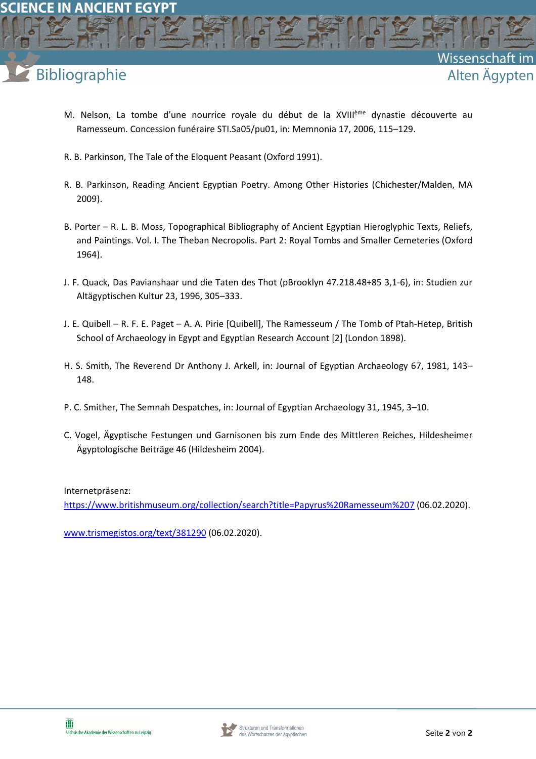M. Nelson, La tombe d'une nourrice royale du début de la XVIII[ème] dynastie découverte au Ramesseum. Concession funéraire STI.Sa05/pu01, in: Memnonia 17, 2006, 115–129.

R. B. Parkinson, The Tale of the Eloquent Peasant (Oxford 1991).

R. B. Parkinson, Reading Ancient Egyptian Poetry. Among Other Histories (Chichester/Malden, MA 2009).

B. Porter – R. L. B. Moss, Topographical Bibliography of Ancient Egyptian Hieroglyphic Texts, Reliefs, and Paintings. Vol. I. The Theban Necropolis. Part 2: Royal Tombs and Smaller Cemeteries (Oxford 1964).

J. F. Quack, Das Pavianshaar und die Taten des Thot (pBrooklyn 47.218.48+85 3,1-6), in: Studien zur Altägyptischen Kultur 23, 1996, 305–333.

J. E. Quibell – R. F. E. Paget – A. A. Pirie [Quibell], The Ramesseum / The Tomb of Ptah-Hetep, British School of Archaeology in Egypt and Egyptian Research Account [2] (London 1898).

H. S. Smith, The Reverend Dr Anthony J. Arkell, in: Journal of Egyptian Archaeology 67, 1981, 143–148.

P. C. Smither, The Semnah Despatches, in: Journal of Egyptian Archaeology 31, 1945, 3–10.

C. Vogel, Ägyptische Festungen und Garnisonen bis zum Ende des Mittleren Reiches, Hildesheimer Ägyptologische Beiträge 46 (Hildesheim 2004).

Internetpräsenz:
https://www.britishmuseum.org/collection/search?title=Papyrus%20Ramesseum%207 (06.02.2020).

www.trismegistos.org/text/381290 (06.02.2020).